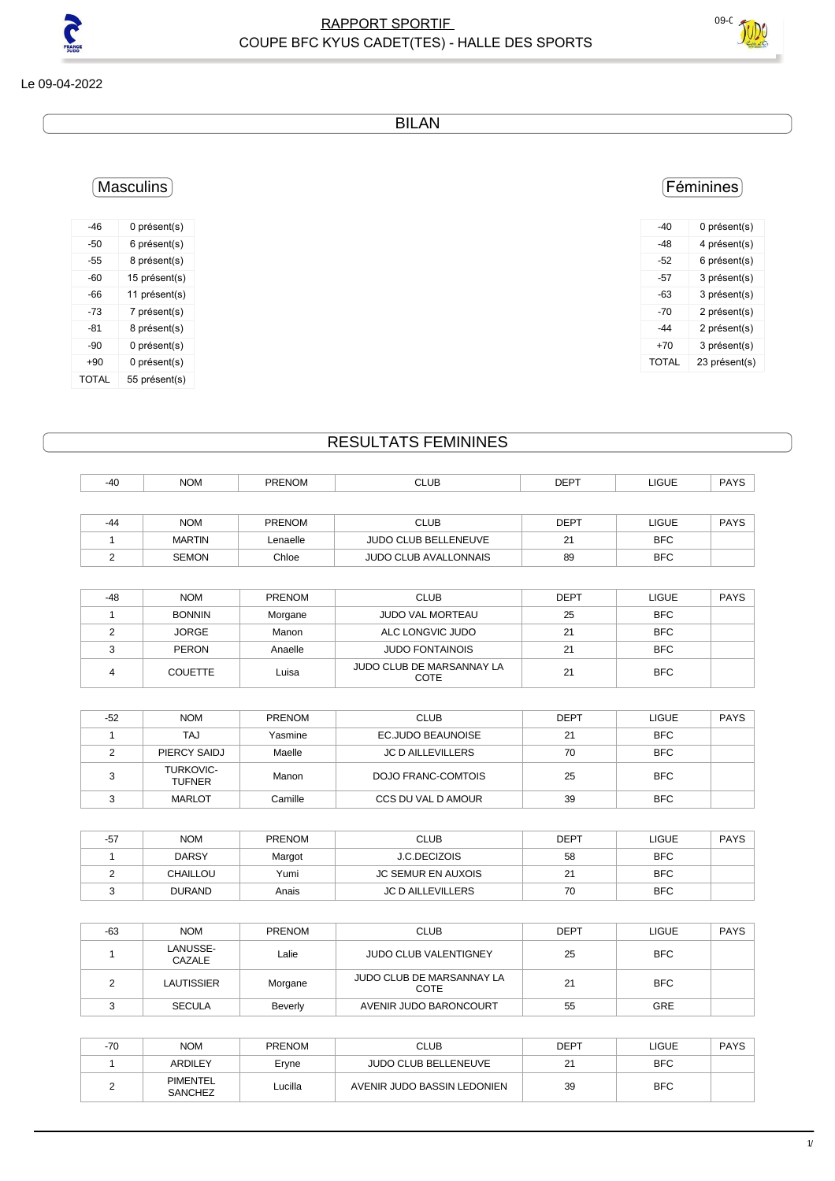# RAPPORT SPORTIF
## COUPE BFC KYUS CADET(TES) - HALLE DES SPORTS

Le 09-04-2022

## BILAN

### Masculins

| | |
|---|---|
| -46 | 0 présent(s) |
| -50 | 6 présent(s) |
| -55 | 8 présent(s) |
| -60 | 15 présent(s) |
| -66 | 11 présent(s) |
| -73 | 7 présent(s) |
| -81 | 8 présent(s) |
| -90 | 0 présent(s) |
| +90 | 0 présent(s) |
| TOTAL | 55 présent(s) |

### Féminines

| | |
|---|---|
| -40 | 0 présent(s) |
| -48 | 4 présent(s) |
| -52 | 6 présent(s) |
| -57 | 3 présent(s) |
| -63 | 3 présent(s) |
| -70 | 2 présent(s) |
| -44 | 2 présent(s) |
| +70 | 3 présent(s) |
| TOTAL | 23 présent(s) |

## RESULTATS FEMININES

| -40 | NOM | PRENOM | CLUB | DEPT | LIGUE | PAYS |
|---|---|---|---|---|---|---|

| -44 | NOM | PRENOM | CLUB | DEPT | LIGUE | PAYS |
|---|---|---|---|---|---|---|
| 1 | MARTIN | Lenaelle | JUDO CLUB BELLENEUVE | 21 | BFC | |
| 2 | SEMON | Chloe | JUDO CLUB AVALLONNAIS | 89 | BFC | |

| -48 | NOM | PRENOM | CLUB | DEPT | LIGUE | PAYS |
|---|---|---|---|---|---|---|
| 1 | BONNIN | Morgane | JUDO VAL MORTEAU | 25 | BFC | |
| 2 | JORGE | Manon | ALC LONGVIC JUDO | 21 | BFC | |
| 3 | PERON | Anaelle | JUDO FONTAINOIS | 21 | BFC | |
| 4 | COUETTE | Luisa | JUDO CLUB DE MARSANNAY LA COTE | 21 | BFC | |

| -52 | NOM | PRENOM | CLUB | DEPT | LIGUE | PAYS |
|---|---|---|---|---|---|---|
| 1 | TAJ | Yasmine | EC.JUDO BEAUNOISE | 21 | BFC | |
| 2 | PIERCY SAIDJ | Maelle | JC D AILLEVILLERS | 70 | BFC | |
| 3 | TURKOVIC-TUFNER | Manon | DOJO FRANC-COMTOIS | 25 | BFC | |
| 3 | MARLOT | Camille | CCS DU VAL D AMOUR | 39 | BFC | |

| -57 | NOM | PRENOM | CLUB | DEPT | LIGUE | PAYS |
|---|---|---|---|---|---|---|
| 1 | DARSY | Margot | J.C.DECIZOIS | 58 | BFC | |
| 2 | CHAILLOU | Yumi | JC SEMUR EN AUXOIS | 21 | BFC | |
| 3 | DURAND | Anais | JC D AILLEVILLERS | 70 | BFC | |

| -63 | NOM | PRENOM | CLUB | DEPT | LIGUE | PAYS |
|---|---|---|---|---|---|---|
| 1 | LANUSSE-CAZALE | Lalie | JUDO CLUB VALENTIGNEY | 25 | BFC | |
| 2 | LAUTISSIER | Morgane | JUDO CLUB DE MARSANNAY LA COTE | 21 | BFC | |
| 3 | SECULA | Beverly | AVENIR JUDO BARONCOURT | 55 | GRE | |

| -70 | NOM | PRENOM | CLUB | DEPT | LIGUE | PAYS |
|---|---|---|---|---|---|---|
| 1 | ARDILEY | Eryne | JUDO CLUB BELLENEUVE | 21 | BFC | |
| 2 | PIMENTEL SANCHEZ | Lucilla | AVENIR JUDO BASSIN LEDONIEN | 39 | BFC | |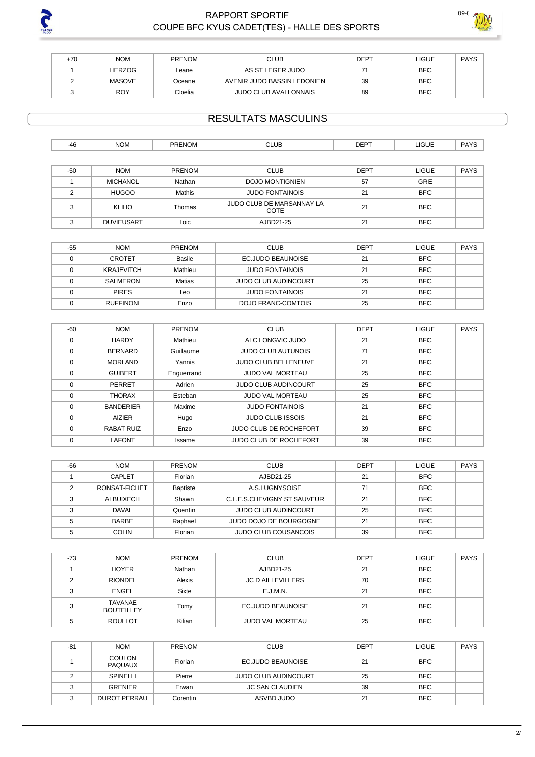| +70 | NOM | PRENOM | CLUB | DEPT | LIGUE | PAYS |
|---|---|---|---|---|---|---|
| 1 | HERZOG | Leane | AS ST LEGER JUDO | 71 | BFC | |
| 2 | MASOVE | Oceane | AVENIR JUDO BASSIN LEDONIEN | 39 | BFC | |
| 3 | ROY | Cloelia | JUDO CLUB AVALLONNAIS | 89 | BFC | |

## RESULTATS MASCULINS

| -46 | NOM | PRENOM | CLUB | DEPT | LIGUE | PAYS |
|---|---|---|---|---|---|---|

| -50 | NOM | PRENOM | CLUB | DEPT | LIGUE | PAYS |
|---|---|---|---|---|---|---|
| 1 | MICHANOL | Nathan | DOJO MONTIGNIEN | 57 | GRE | |
| 2 | HUGOO | Mathis | JUDO FONTAINOIS | 21 | BFC | |
| 3 | KLIHO | Thomas | JUDO CLUB DE MARSANNAY LA COTE | 21 | BFC | |
| 3 | DUVIEUSART | Loic | AJBD21-25 | 21 | BFC | |

| -55 | NOM | PRENOM | CLUB | DEPT | LIGUE | PAYS |
|---|---|---|---|---|---|---|
| 0 | CROTET | Basile | EC.JUDO BEAUNOISE | 21 | BFC | |
| 0 | KRAJEVITCH | Mathieu | JUDO FONTAINOIS | 21 | BFC | |
| 0 | SALMERON | Matias | JUDO CLUB AUDINCOURT | 25 | BFC | |
| 0 | PIRES | Leo | JUDO FONTAINOIS | 21 | BFC | |
| 0 | RUFFINONI | Enzo | DOJO FRANC-COMTOIS | 25 | BFC | |

| -60 | NOM | PRENOM | CLUB | DEPT | LIGUE | PAYS |
|---|---|---|---|---|---|---|
| 0 | HARDY | Mathieu | ALC LONGVIC JUDO | 21 | BFC | |
| 0 | BERNARD | Guillaume | JUDO CLUB AUTUNOIS | 71 | BFC | |
| 0 | MORLAND | Yannis | JUDO CLUB BELLENEUVE | 21 | BFC | |
| 0 | GUIBERT | Enguerrand | JUDO VAL MORTEAU | 25 | BFC | |
| 0 | PERRET | Adrien | JUDO CLUB AUDINCOURT | 25 | BFC | |
| 0 | THORAX | Esteban | JUDO VAL MORTEAU | 25 | BFC | |
| 0 | BANDERIER | Maxime | JUDO FONTAINOIS | 21 | BFC | |
| 0 | AIZIER | Hugo | JUDO CLUB ISSOIS | 21 | BFC | |
| 0 | RABAT RUIZ | Enzo | JUDO CLUB DE ROCHEFORT | 39 | BFC | |
| 0 | LAFONT | Issame | JUDO CLUB DE ROCHEFORT | 39 | BFC | |

| -66 | NOM | PRENOM | CLUB | DEPT | LIGUE | PAYS |
|---|---|---|---|---|---|---|
| 1 | CAPLET | Florian | AJBD21-25 | 21 | BFC | |
| 2 | RONSAT-FICHET | Baptiste | A.S.LUGNYSOISE | 71 | BFC | |
| 3 | ALBUIXECH | Shawn | C.L.E.S.CHEVIGNY ST SAUVEUR | 21 | BFC | |
| 3 | DAVAL | Quentin | JUDO CLUB AUDINCOURT | 25 | BFC | |
| 5 | BARBE | Raphael | JUDO DOJO DE BOURGOGNE | 21 | BFC | |
| 5 | COLIN | Florian | JUDO CLUB COUSANCOIS | 39 | BFC | |

| -73 | NOM | PRENOM | CLUB | DEPT | LIGUE | PAYS |
|---|---|---|---|---|---|---|
| 1 | HOYER | Nathan | AJBD21-25 | 21 | BFC | |
| 2 | RIONDEL | Alexis | JC D AILLEVILLERS | 70 | BFC | |
| 3 | ENGEL | Sixte | E.J.M.N. | 21 | BFC | |
| 3 | TAVANAE BOUTEILLEY | Tomy | EC.JUDO BEAUNOISE | 21 | BFC | |
| 5 | ROULLOT | Kilian | JUDO VAL MORTEAU | 25 | BFC | |

| -81 | NOM | PRENOM | CLUB | DEPT | LIGUE | PAYS |
|---|---|---|---|---|---|---|
| 1 | COULON PAQUAUX | Florian | EC.JUDO BEAUNOISE | 21 | BFC | |
| 2 | SPINELLI | Pierre | JUDO CLUB AUDINCOURT | 25 | BFC | |
| 3 | GRENIER | Erwan | JC SAN CLAUDIEN | 39 | BFC | |
| 3 | DUROT PERRAU | Corentin | ASVBD JUDO | 21 | BFC | |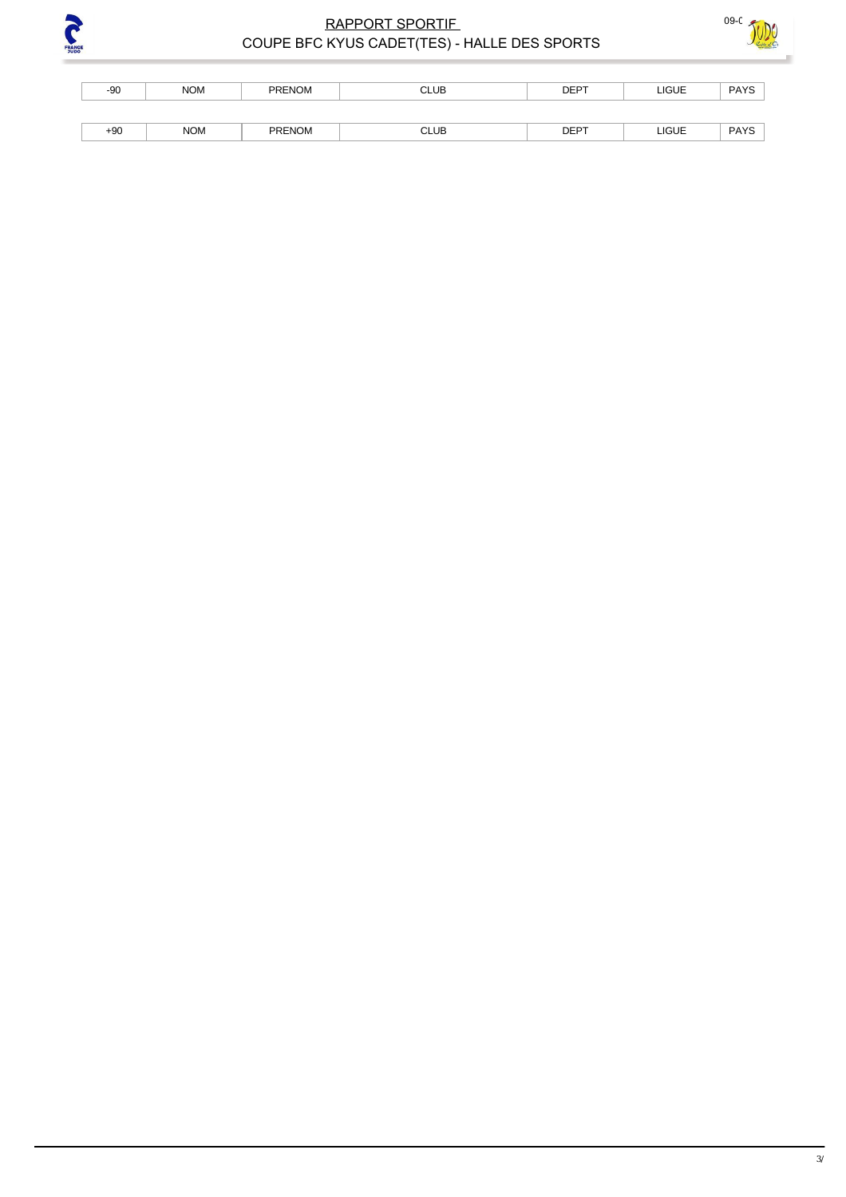| -90 | NOM | PRENOM | CLUB | DEPT | LIGUE | PAYS |
| --- | --- | --- | --- | --- | --- | --- |

| +90 | NOM | PRENOM | CLUB | DEPT | LIGUE | PAYS |
| --- | --- | --- | --- | --- | --- | --- |